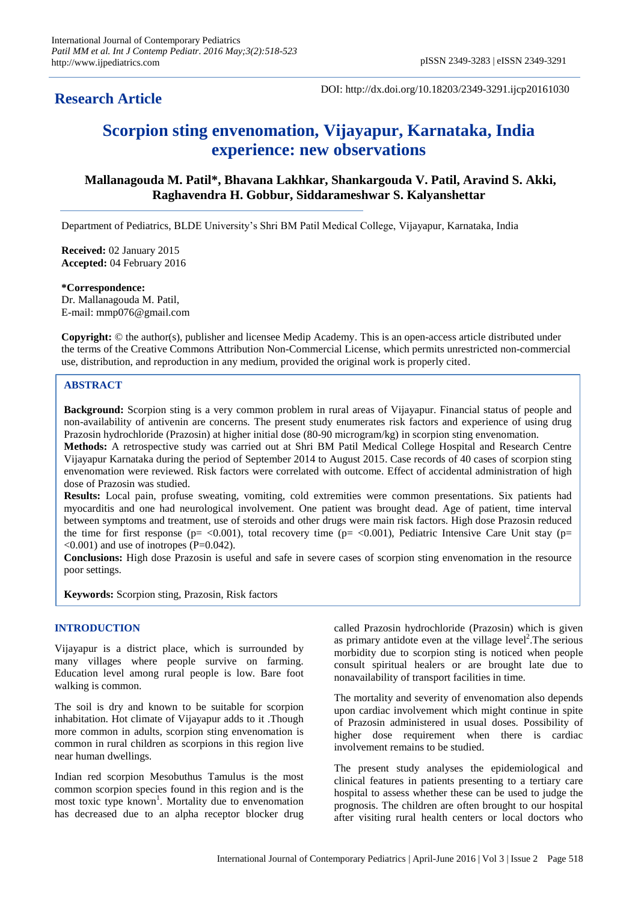**Research Article**

DOI: http://dx.doi.org/10.18203/2349-3291.ijcp20161030

# Scorpion sting envenomation, Vijayapur, Karnataka, India experience: new observations

**Mallanagouda M. Patil*, Bhavana Lakhkar, Shankargouda V. Patil, Aravind S. Akki, Raghavendra H. Gobbur, Siddarameshwar S. Kalyanshettar**

Department of Pediatrics, BLDE University's Shri BM Patil Medical College, Vijayapur, Karnataka, India

**Received:** 02 January 2015
**Accepted:** 04 February 2016

**\*Correspondence:**
Dr. Mallanagouda M. Patil,
E-mail: mmp076@gmail.com

**Copyright:** © the author(s), publisher and licensee Medip Academy. This is an open-access article distributed under the terms of the Creative Commons Attribution Non-Commercial License, which permits unrestricted non-commercial use, distribution, and reproduction in any medium, provided the original work is properly cited.

## ABSTRACT

**Background:** Scorpion sting is a very common problem in rural areas of Vijayapur. Financial status of people and non-availability of antivenin are concerns. The present study enumerates risk factors and experience of using drug Prazosin hydrochloride (Prazosin) at higher initial dose (80-90 microgram/kg) in scorpion sting envenomation.

**Methods:** A retrospective study was carried out at Shri BM Patil Medical College Hospital and Research Centre Vijayapur Karnataka during the period of September 2014 to August 2015. Case records of 40 cases of scorpion sting envenomation were reviewed. Risk factors were correlated with outcome. Effect of accidental administration of high dose of Prazosin was studied.

**Results:** Local pain, profuse sweating, vomiting, cold extremities were common presentations. Six patients had myocarditis and one had neurological involvement. One patient was brought dead. Age of patient, time interval between symptoms and treatment, use of steroids and other drugs were main risk factors. High dose Prazosin reduced the time for first response ($p < 0.001$), total recovery time ($p < 0.001$), Pediatric Intensive Care Unit stay ($p < 0.001$) and use of inotropes ($P=0.042$).

**Conclusions:** High dose Prazosin is useful and safe in severe cases of scorpion sting envenomation in the resource poor settings.

**Keywords:** Scorpion sting, Prazosin, Risk factors

## INTRODUCTION

Vijayapur is a district place, which is surrounded by many villages where people survive on farming. Education level among rural people is low. Bare foot walking is common.

The soil is dry and known to be suitable for scorpion inhabitation. Hot climate of Vijayapur adds to it .Though more common in adults, scorpion sting envenomation is common in rural children as scorpions in this region live near human dwellings.

Indian red scorpion Mesobuthus Tamulus is the most common scorpion species found in this region and is the most toxic type known[1]. Mortality due to envenomation has decreased due to an alpha receptor blocker drug called Prazosin hydrochloride (Prazosin) which is given as primary antidote even at the village level[2].The serious morbidity due to scorpion sting is noticed when people consult spiritual healers or are brought late due to nonavailability of transport facilities in time.

The mortality and severity of envenomation also depends upon cardiac involvement which might continue in spite of Prazosin administered in usual doses. Possibility of higher dose requirement when there is cardiac involvement remains to be studied.

The present study analyses the epidemiological and clinical features in patients presenting to a tertiary care hospital to assess whether these can be used to judge the prognosis. The children are often brought to our hospital after visiting rural health centers or local doctors who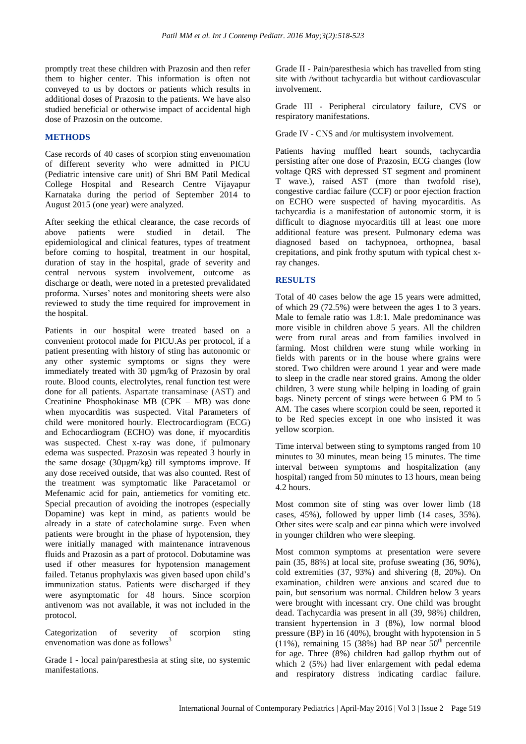promptly treat these children with Prazosin and then refer them to higher center. This information is often not conveyed to us by doctors or patients which results in additional doses of Prazosin to the patients. We have also studied beneficial or otherwise impact of accidental high dose of Prazosin on the outcome.

## METHODS

Case records of 40 cases of scorpion sting envenomation of different severity who were admitted in PICU (Pediatric intensive care unit) of Shri BM Patil Medical College Hospital and Research Centre Vijayapur Karnataka during the period of September 2014 to August 2015 (one year) were analyzed.

After seeking the ethical clearance, the case records of above patients were studied in detail. The epidemiological and clinical features, types of treatment before coming to hospital, treatment in our hospital, duration of stay in the hospital, grade of severity and central nervous system involvement, outcome as discharge or death, were noted in a pretested prevalidated proforma. Nurses' notes and monitoring sheets were also reviewed to study the time required for improvement in the hospital.

Patients in our hospital were treated based on a convenient protocol made for PICU.As per protocol, if a patient presenting with history of sting has autonomic or any other systemic symptoms or signs they were immediately treated with 30 µgm/kg of Prazosin by oral route. Blood counts, electrolytes, renal function test were done for all patients. Aspartate transaminase (AST) and Creatinine Phosphokinase MB (CPK – MB) was done when myocarditis was suspected. Vital Parameters of child were monitored hourly. Electrocardiogram (ECG) and Echocardiogram (ECHO) was done, if myocarditis was suspected. Chest x-ray was done, if pulmonary edema was suspected. Prazosin was repeated 3 hourly in the same dosage (30µgm/kg) till symptoms improve. If any dose received outside, that was also counted. Rest of the treatment was symptomatic like Paracetamol or Mefenamic acid for pain, antiemetics for vomiting etc. Special precaution of avoiding the inotropes (especially Dopamine) was kept in mind, as patients would be already in a state of catecholamine surge. Even when patients were brought in the phase of hypotension, they were initially managed with maintenance intravenous fluids and Prazosin as a part of protocol. Dobutamine was used if other measures for hypotension management failed. Tetanus prophylaxis was given based upon child's immunization status. Patients were discharged if they were asymptomatic for 48 hours. Since scorpion antivenom was not available, it was not included in the protocol.

Categorization of severity of scorpion sting envenomation was done as follows[3]

Grade I - local pain/paresthesia at sting site, no systemic manifestations.

Grade II - Pain/paresthesia which has travelled from sting site with /without tachycardia but without cardiovascular involvement.

Grade III - Peripheral circulatory failure, CVS or respiratory manifestations.

Grade IV - CNS and /or multisystem involvement.

Patients having muffled heart sounds, tachycardia persisting after one dose of Prazosin, ECG changes (low voltage QRS with depressed ST segment and prominent T wave.), raised AST (more than twofold rise), congestive cardiac failure (CCF) or poor ejection fraction on ECHO were suspected of having myocarditis. As tachycardia is a manifestation of autonomic storm, it is difficult to diagnose myocarditis till at least one more additional feature was present. Pulmonary edema was diagnosed based on tachypnoea, orthopnea, basal crepitations, and pink frothy sputum with typical chest x-ray changes.

## RESULTS

Total of 40 cases below the age 15 years were admitted, of which 29 (72.5%) were between the ages 1 to 3 years. Male to female ratio was 1.8:1. Male predominance was more visible in children above 5 years. All the children were from rural areas and from families involved in farming. Most children were stung while working in fields with parents or in the house where grains were stored. Two children were around 1 year and were made to sleep in the cradle near stored grains. Among the older children, 3 were stung while helping in loading of grain bags. Ninety percent of stings were between 6 PM to 5 AM. The cases where scorpion could be seen, reported it to be Red species except in one who insisted it was yellow scorpion.

Time interval between sting to symptoms ranged from 10 minutes to 30 minutes, mean being 15 minutes. The time interval between symptoms and hospitalization (any hospital) ranged from 50 minutes to 13 hours, mean being 4.2 hours.

Most common site of sting was over lower limb (18 cases, 45%), followed by upper limb (14 cases, 35%). Other sites were scalp and ear pinna which were involved in younger children who were sleeping.

Most common symptoms at presentation were severe pain (35, 88%) at local site, profuse sweating (36, 90%), cold extremities (37, 93%) and shivering (8, 20%). On examination, children were anxious and scared due to pain, but sensorium was normal. Children below 3 years were brought with incessant cry. One child was brought dead. Tachycardia was present in all (39, 98%) children, transient hypertension in 3 (8%), low normal blood pressure (BP) in 16 (40%), brought with hypotension in 5 (11%), remaining 15 (38%) had BP near 50[th] percentile for age. Three (8%) children had gallop rhythm out of which 2 (5%) had liver enlargement with pedal edema and respiratory distress indicating cardiac failure.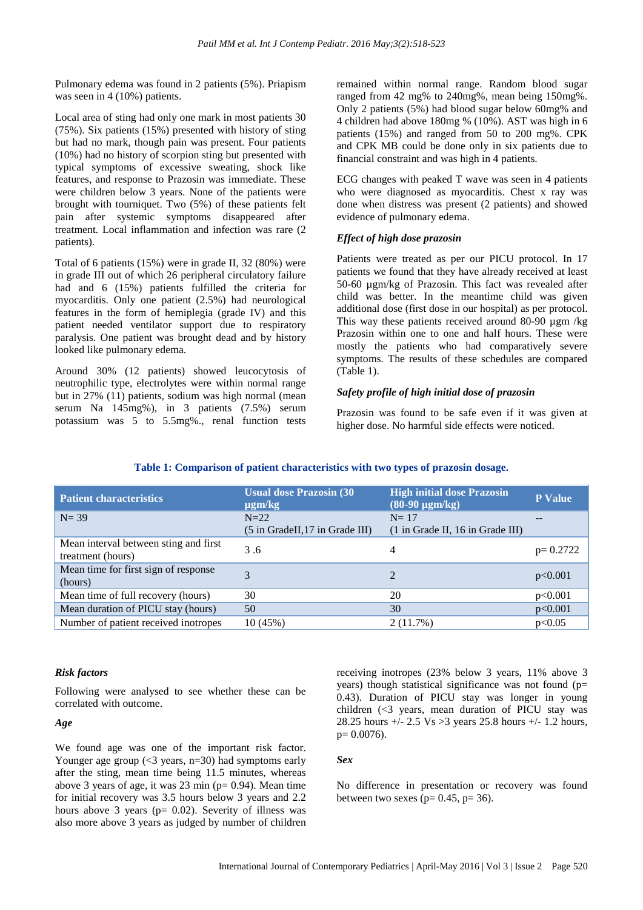Pulmonary edema was found in 2 patients (5%). Priapism was seen in 4 (10%) patients.

Local area of sting had only one mark in most patients 30 (75%). Six patients (15%) presented with history of sting but had no mark, though pain was present. Four patients (10%) had no history of scorpion sting but presented with typical symptoms of excessive sweating, shock like features, and response to Prazosin was immediate. These were children below 3 years. None of the patients were brought with tourniquet. Two (5%) of these patients felt pain after systemic symptoms disappeared after treatment. Local inflammation and infection was rare (2 patients).

Total of 6 patients (15%) were in grade II, 32 (80%) were in grade III out of which 26 peripheral circulatory failure had and 6 (15%) patients fulfilled the criteria for myocarditis. Only one patient (2.5%) had neurological features in the form of hemiplegia (grade IV) and this patient needed ventilator support due to respiratory paralysis. One patient was brought dead and by history looked like pulmonary edema.

Around 30% (12 patients) showed leucocytosis of neutrophilic type, electrolytes were within normal range but in 27% (11) patients, sodium was high normal (mean serum Na 145mg%), in 3 patients (7.5%) serum potassium was 5 to 5.5mg%., renal function tests remained within normal range. Random blood sugar ranged from 42 mg% to 240mg%, mean being 150mg%. Only 2 patients (5%) had blood sugar below 60mg% and 4 children had above 180mg % (10%). AST was high in 6 patients (15%) and ranged from 50 to 200 mg%. CPK and CPK MB could be done only in six patients due to financial constraint and was high in 4 patients.

ECG changes with peaked T wave was seen in 4 patients who were diagnosed as myocarditis. Chest x ray was done when distress was present (2 patients) and showed evidence of pulmonary edema.

### *Effect of high dose prazosin*

Patients were treated as per our PICU protocol. In 17 patients we found that they have already received at least 50-60 µgm/kg of Prazosin. This fact was revealed after child was better. In the meantime child was given additional dose (first dose in our hospital) as per protocol. This way these patients received around 80-90 µgm /kg Prazosin within one to one and half hours. These were mostly the patients who had comparatively severe symptoms. The results of these schedules are compared (Table 1).

### *Safety profile of high initial dose of prazosin*

Prazosin was found to be safe even if it was given at higher dose. No harmful side effects were noticed.

**Table 1: Comparison of patient characteristics with two types of prazosin dosage.**

| Patient characteristics | Usual dose Prazosin (30 µgm/kg | High initial dose Prazosin (80-90 µgm/kg) | P Value |
|---|---|---|---|
| N= 39 | N=22 (5 in GradeII,17 in Grade III) | N= 17 (1 in Grade II, 16 in Grade III) | -- |
| Mean interval between sting and first treatment (hours) | 3 .6 | 4 | p= 0.2722 |
| Mean time for first sign of response (hours) | 3 | 2 | p<0.001 |
| Mean time of full recovery (hours) | 30 | 20 | p<0.001 |
| Mean duration of PICU stay (hours) | 50 | 30 | p<0.001 |
| Number of patient received inotropes | 10 (45%) | 2 (11.7%) | p<0.05 |

### *Risk factors*

Following were analysed to see whether these can be correlated with outcome.

#### *Age*

We found age was one of the important risk factor. Younger age group (<3 years, n=30) had symptoms early after the sting, mean time being 11.5 minutes, whereas above 3 years of age, it was 23 min (p= 0.94). Mean time for initial recovery was 3.5 hours below 3 years and 2.2 hours above 3 years (p= 0.02). Severity of illness was also more above 3 years as judged by number of children receiving inotropes (23% below 3 years, 11% above 3 years) though statistical significance was not found (p= 0.43). Duration of PICU stay was longer in young children (<3 years, mean duration of PICU stay was 28.25 hours +/- 2.5 Vs >3 years 25.8 hours +/- 1.2 hours, p= 0.0076).

#### *Sex*

No difference in presentation or recovery was found between two sexes (p= 0.45, p= 36).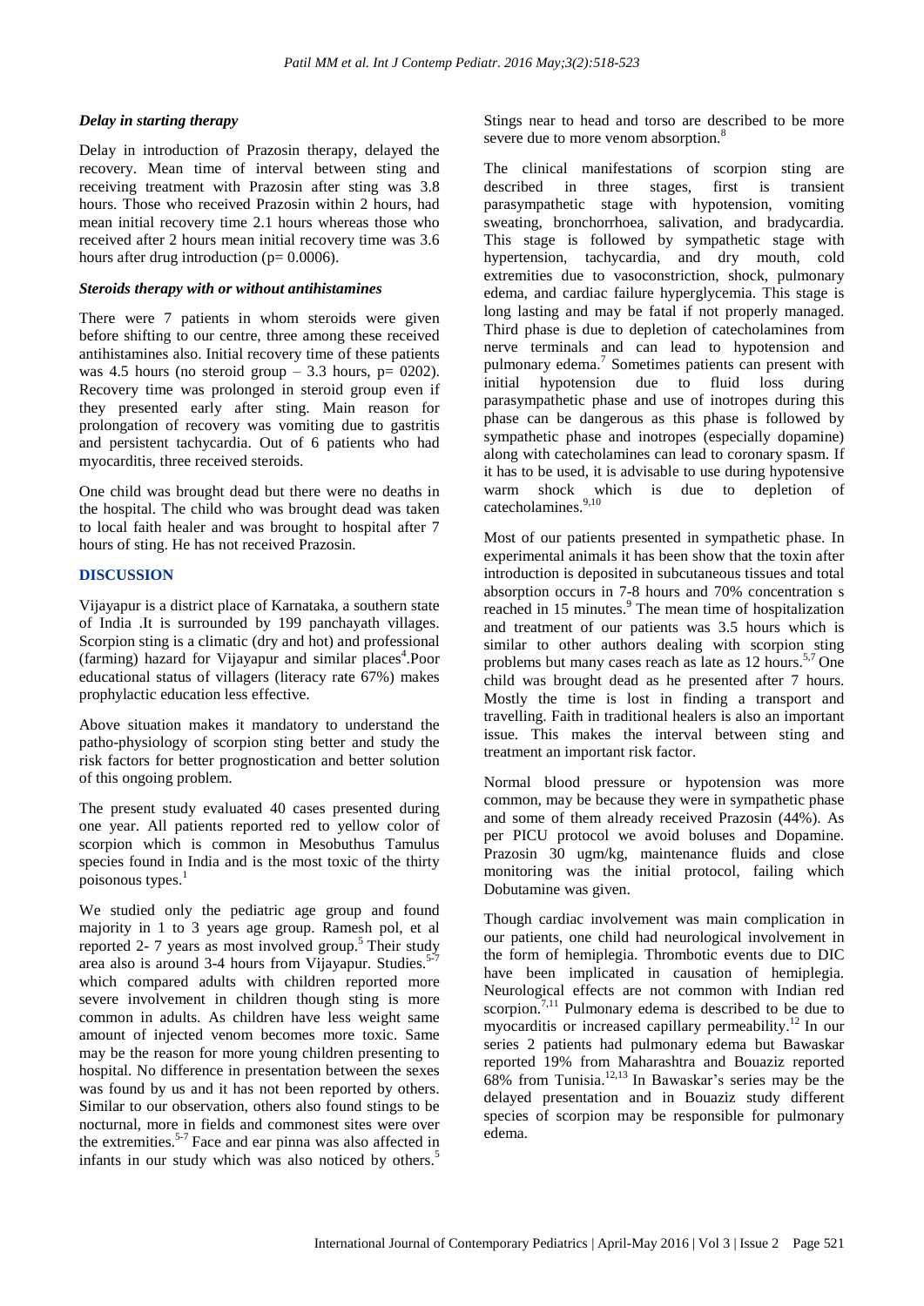### *Delay in starting therapy*

Delay in introduction of Prazosin therapy, delayed the recovery. Mean time of interval between sting and receiving treatment with Prazosin after sting was 3.8 hours. Those who received Prazosin within 2 hours, had mean initial recovery time 2.1 hours whereas those who received after 2 hours mean initial recovery time was 3.6 hours after drug introduction (p= 0.0006).

### *Steroids therapy with or without antihistamines*

There were 7 patients in whom steroids were given before shifting to our centre, three among these received antihistamines also. Initial recovery time of these patients was 4.5 hours (no steroid group – 3.3 hours, p= 0202). Recovery time was prolonged in steroid group even if they presented early after sting. Main reason for prolongation of recovery was vomiting due to gastritis and persistent tachycardia. Out of 6 patients who had myocarditis, three received steroids.

One child was brought dead but there were no deaths in the hospital. The child who was brought dead was taken to local faith healer and was brought to hospital after 7 hours of sting. He has not received Prazosin.

## DISCUSSION

Vijayapur is a district place of Karnataka, a southern state of India .It is surrounded by 199 panchayath villages. Scorpion sting is a climatic (dry and hot) and professional (farming) hazard for Vijayapur and similar places[4].Poor educational status of villagers (literacy rate 67%) makes prophylactic education less effective.

Above situation makes it mandatory to understand the patho-physiology of scorpion sting better and study the risk factors for better prognostication and better solution of this ongoing problem.

The present study evaluated 40 cases presented during one year. All patients reported red to yellow color of scorpion which is common in Mesobuthus Tamulus species found in India and is the most toxic of the thirty poisonous types.[1]

We studied only the pediatric age group and found majority in 1 to 3 years age group. Ramesh pol, et al reported 2- 7 years as most involved group.[5] Their study area also is around 3-4 hours from Vijayapur. Studies.[5-7] which compared adults with children reported more severe involvement in children though sting is more common in adults. As children have less weight same amount of injected venom becomes more toxic. Same may be the reason for more young children presenting to hospital. No difference in presentation between the sexes was found by us and it has not been reported by others. Similar to our observation, others also found stings to be nocturnal, more in fields and commonest sites were over the extremities.[5-7] Face and ear pinna was also affected in infants in our study which was also noticed by others.[5] Stings near to head and torso are described to be more severe due to more venom absorption.[8]

The clinical manifestations of scorpion sting are described in three stages, first is transient parasympathetic stage with hypotension, vomiting sweating, bronchorrhoea, salivation, and bradycardia. This stage is followed by sympathetic stage with hypertension, tachycardia, and dry mouth, cold extremities due to vasoconstriction, shock, pulmonary edema, and cardiac failure hyperglycemia. This stage is long lasting and may be fatal if not properly managed. Third phase is due to depletion of catecholamines from nerve terminals and can lead to hypotension and pulmonary edema.[7] Sometimes patients can present with initial hypotension due to fluid loss during parasympathetic phase and use of inotropes during this phase can be dangerous as this phase is followed by sympathetic phase and inotropes (especially dopamine) along with catecholamines can lead to coronary spasm. If it has to be used, it is advisable to use during hypotensive warm shock which is due to depletion of catecholamines.[9,10]

Most of our patients presented in sympathetic phase. In experimental animals it has been show that the toxin after introduction is deposited in subcutaneous tissues and total absorption occurs in 7-8 hours and 70% concentration s reached in 15 minutes.[9] The mean time of hospitalization and treatment of our patients was 3.5 hours which is similar to other authors dealing with scorpion sting problems but many cases reach as late as 12 hours.[5,7] One child was brought dead as he presented after 7 hours. Mostly the time is lost in finding a transport and travelling. Faith in traditional healers is also an important issue. This makes the interval between sting and treatment an important risk factor.

Normal blood pressure or hypotension was more common, may be because they were in sympathetic phase and some of them already received Prazosin (44%). As per PICU protocol we avoid boluses and Dopamine. Prazosin 30 ugm/kg, maintenance fluids and close monitoring was the initial protocol, failing which Dobutamine was given.

Though cardiac involvement was main complication in our patients, one child had neurological involvement in the form of hemiplegia. Thrombotic events due to DIC have been implicated in causation of hemiplegia. Neurological effects are not common with Indian red scorpion.[7,11] Pulmonary edema is described to be due to myocarditis or increased capillary permeability.[12] In our series 2 patients had pulmonary edema but Bawaskar reported 19% from Maharashtra and Bouaziz reported 68% from Tunisia.[12,13] In Bawaskar's series may be the delayed presentation and in Bouaziz study different species of scorpion may be responsible for pulmonary edema.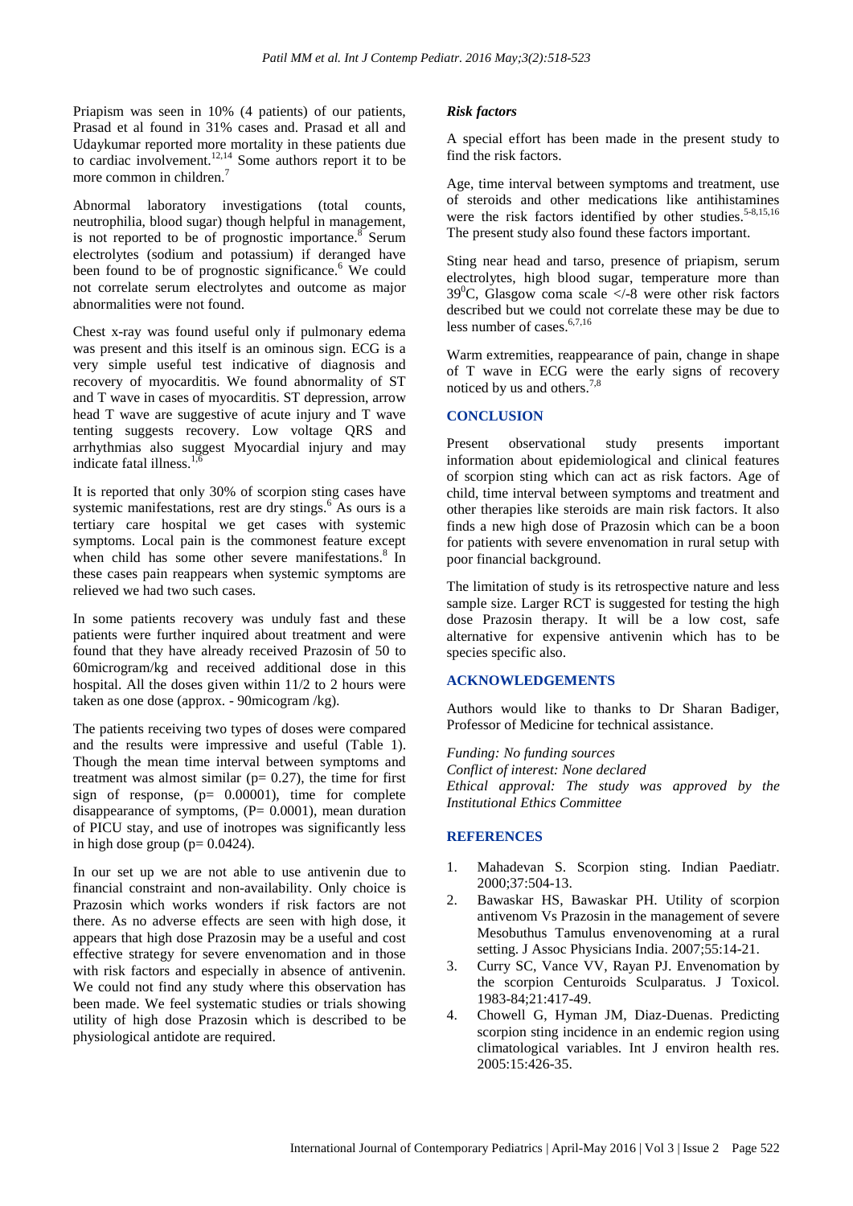Priapism was seen in 10% (4 patients) of our patients, Prasad et al found in 31% cases and. Prasad et all and Udaykumar reported more mortality in these patients due to cardiac involvement.[12,14] Some authors report it to be more common in children.[7]

Abnormal laboratory investigations (total counts, neutrophilia, blood sugar) though helpful in management, is not reported to be of prognostic importance.[8] Serum electrolytes (sodium and potassium) if deranged have been found to be of prognostic significance.[6] We could not correlate serum electrolytes and outcome as major abnormalities were not found.

Chest x-ray was found useful only if pulmonary edema was present and this itself is an ominous sign. ECG is a very simple useful test indicative of diagnosis and recovery of myocarditis. We found abnormality of ST and T wave in cases of myocarditis. ST depression, arrow head T wave are suggestive of acute injury and T wave tenting suggests recovery. Low voltage QRS and arrhythmias also suggest Myocardial injury and may indicate fatal illness.[1,6]

It is reported that only 30% of scorpion sting cases have systemic manifestations, rest are dry stings.[6] As ours is a tertiary care hospital we get cases with systemic symptoms. Local pain is the commonest feature except when child has some other severe manifestations.[8] In these cases pain reappears when systemic symptoms are relieved we had two such cases.

In some patients recovery was unduly fast and these patients were further inquired about treatment and were found that they have already received Prazosin of 50 to 60microgram/kg and received additional dose in this hospital. All the doses given within 11/2 to 2 hours were taken as one dose (approx. - 90microgram /kg).

The patients receiving two types of doses were compared and the results were impressive and useful (Table 1). Though the mean time interval between symptoms and treatment was almost similar (p= 0.27), the time for first sign of response, (p= 0.00001), time for complete disappearance of symptoms, (P= 0.0001), mean duration of PICU stay, and use of inotropes was significantly less in high dose group (p= 0.0424).

In our set up we are not able to use antivenin due to financial constraint and non-availability. Only choice is Prazosin which works wonders if risk factors are not there. As no adverse effects are seen with high dose, it appears that high dose Prazosin may be a useful and cost effective strategy for severe envenomation and in those with risk factors and especially in absence of antivenin. We could not find any study where this observation has been made. We feel systematic studies or trials showing utility of high dose Prazosin which is described to be physiological antidote are required.

### *Risk factors*

A special effort has been made in the present study to find the risk factors.

Age, time interval between symptoms and treatment, use of steroids and other medications like antihistamines were the risk factors identified by other studies.[5-8,15,16] The present study also found these factors important.

Sting near head and tarso, presence of priapism, serum electrolytes, high blood sugar, temperature more than $39^0$C, Glasgow coma scale </-8 were other risk factors described but we could not correlate these may be due to less number of cases.[6,7,16]

Warm extremities, reappearance of pain, change in shape of T wave in ECG were the early signs of recovery noticed by us and others.[7,8]

## CONCLUSION

Present observational study presents important information about epidemiological and clinical features of scorpion sting which can act as risk factors. Age of child, time interval between symptoms and treatment and other therapies like steroids are main risk factors. It also finds a new high dose of Prazosin which can be a boon for patients with severe envenomation in rural setup with poor financial background.

The limitation of study is its retrospective nature and less sample size. Larger RCT is suggested for testing the high dose Prazosin therapy. It will be a low cost, safe alternative for expensive antivenin which has to be species specific also.

## ACKNOWLEDGEMENTS

Authors would like to thanks to Dr Sharan Badiger, Professor of Medicine for technical assistance.

*Funding: No funding sources*
*Conflict of interest: None declared*
*Ethical approval: The study was approved by the Institutional Ethics Committee*

## REFERENCES

1. Mahadevan S. Scorpion sting. Indian Paediatr. 2000;37:504-13.
2. Bawaskar HS, Bawaskar PH. Utility of scorpion antivenom Vs Prazosin in the management of severe Mesobuthus Tamulus envenovenoming at a rural setting. J Assoc Physicians India. 2007;55:14-21.
3. Curry SC, Vance VV, Rayan PJ. Envenomation by the scorpion Centuroids Sculparatus. J Toxicol. 1983-84;21:417-49.
4. Chowell G, Hyman JM, Diaz-Duenas. Predicting scorpion sting incidence in an endemic region using climatological variables. Int J environ health res. 2005:15:426-35.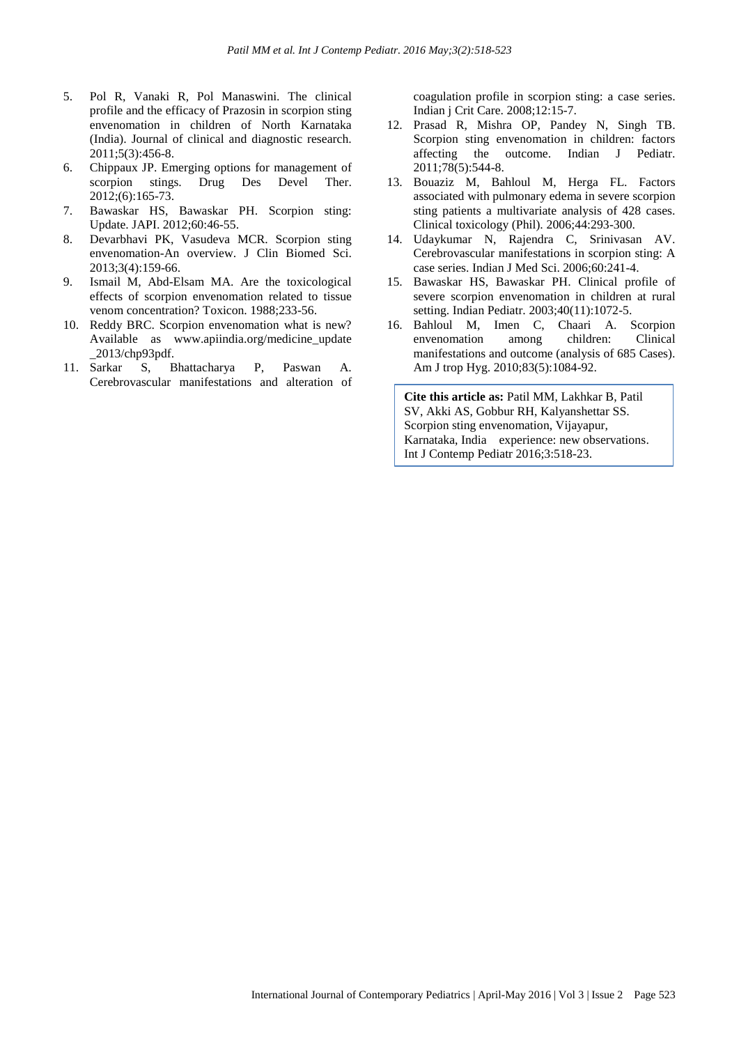5. Pol R, Vanaki R, Pol Manaswini. The clinical profile and the efficacy of Prazosin in scorpion sting envenomation in children of North Karnataka (India). Journal of clinical and diagnostic research. 2011;5(3):456-8.
6. Chippaux JP. Emerging options for management of scorpion stings. Drug Des Devel Ther. 2012;(6):165-73.
7. Bawaskar HS, Bawaskar PH. Scorpion sting: Update. JAPI. 2012;60:46-55.
8. Devarbhavi PK, Vasudeva MCR. Scorpion sting envenomation-An overview. J Clin Biomed Sci. 2013;3(4):159-66.
9. Ismail M, Abd-Elsam MA. Are the toxicological effects of scorpion envenomation related to tissue venom concentration? Toxicon. 1988;233-56.
10. Reddy BRC. Scorpion envenomation what is new? Available as www.apiindia.org/medicine_update_2013/chp93pdf.
11. Sarkar S, Bhattacharya P, Paswan A. Cerebrovascular manifestations and alteration of coagulation profile in scorpion sting: a case series. Indian j Crit Care. 2008;12:15-7.
12. Prasad R, Mishra OP, Pandey N, Singh TB. Scorpion sting envenomation in children: factors affecting the outcome. Indian J Pediatr. 2011;78(5):544-8.
13. Bouaziz M, Bahloul M, Herga FL. Factors associated with pulmonary edema in severe scorpion sting patients a multivariate analysis of 428 cases. Clinical toxicology (Phil). 2006;44:293-300.
14. Udaykumar N, Rajendra C, Srinivasan AV. Cerebrovascular manifestations in scorpion sting: A case series. Indian J Med Sci. 2006;60:241-4.
15. Bawaskar HS, Bawaskar PH. Clinical profile of severe scorpion envenomation in children at rural setting. Indian Pediatr. 2003;40(11):1072-5.
16. Bahloul M, Imen C, Chaari A. Scorpion envenomation among children: Clinical manifestations and outcome (analysis of 685 Cases). Am J trop Hyg. 2010;83(5):1084-92.

**Cite this article as:** Patil MM, Lakhkar B, Patil SV, Akki AS, Gobbur RH, Kalyanshettar SS. Scorpion sting envenomation, Vijayapur, Karnataka, India experience: new observations. Int J Contemp Pediatr 2016;3:518-23.